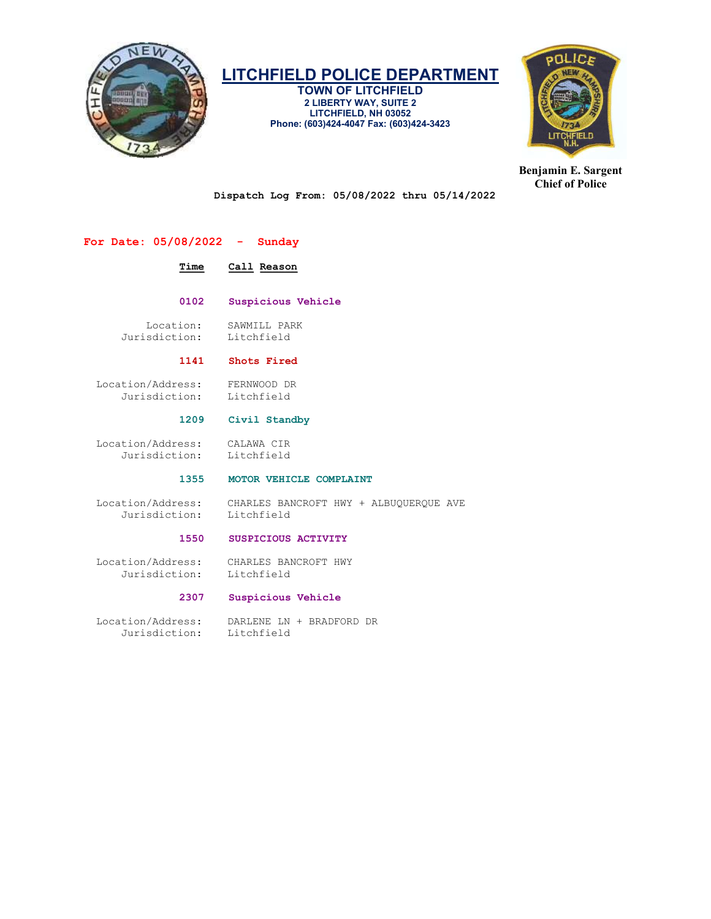# LITCHFIELD POLICE DEPARTMENT

**TOWN OF LITCHFIELD**
**2 LIBERTY WAY, SUITE 2**
**LITCHFIELD, NH 03052**
**Phone: (603)424-4047 Fax: (603)424-3423**

**Benjamin E. Sargent**
**Chief of Police**

**Dispatch Log From: 05/08/2022 thru 05/14/2022**

## For Date: 05/08/2022 - Sunday

| Time | Call Reason |
|---|---|
| **0102** | **Suspicious Vehicle** |

Location: SAWMILL PARK
Jurisdiction: Litchfield

| Time | Call Reason |
|---|---|
| **1141** | **Shots Fired** |

Location/Address: FERNWOOD DR
Jurisdiction: Litchfield

| Time | Call Reason |
|---|---|
| **1209** | **Civil Standby** |

Location/Address: CALAWA CIR
Jurisdiction: Litchfield

| Time | Call Reason |
|---|---|
| **1355** | **MOTOR VEHICLE COMPLAINT** |

Location/Address: CHARLES BANCROFT HWY + ALBUQUERQUE AVE
Jurisdiction: Litchfield

| Time | Call Reason |
|---|---|
| **1550** | **SUSPICIOUS ACTIVITY** |

Location/Address: CHARLES BANCROFT HWY
Jurisdiction: Litchfield

| Time | Call Reason |
|---|---|
| **2307** | **Suspicious Vehicle** |

Location/Address: DARLENE LN + BRADFORD DR
Jurisdiction: Litchfield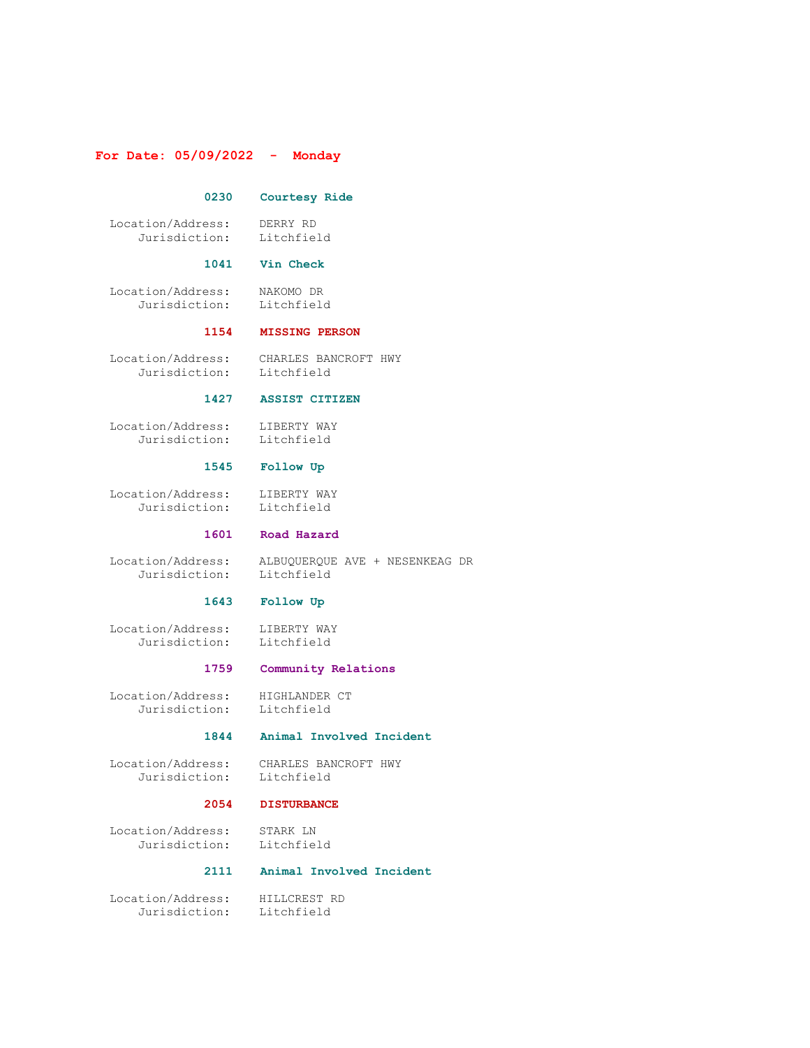## For Date: 05/09/2022 - Monday

### 0230 Courtesy Ride

Location/Address: DERRY RD
Jurisdiction: Litchfield

### 1041 Vin Check

Location/Address: NAKOMO DR
Jurisdiction: Litchfield

### 1154 MISSING PERSON

Location/Address: CHARLES BANCROFT HWY
Jurisdiction: Litchfield

### 1427 ASSIST CITIZEN

Location/Address: LIBERTY WAY
Jurisdiction: Litchfield

### 1545 Follow Up

Location/Address: LIBERTY WAY
Jurisdiction: Litchfield

### 1601 Road Hazard

Location/Address: ALBUQUERQUE AVE + NESENKEAG DR
Jurisdiction: Litchfield

### 1643 Follow Up

Location/Address: LIBERTY WAY
Jurisdiction: Litchfield

### 1759 Community Relations

Location/Address: HIGHLANDER CT
Jurisdiction: Litchfield

### 1844 Animal Involved Incident

Location/Address: CHARLES BANCROFT HWY
Jurisdiction: Litchfield

### 2054 DISTURBANCE

Location/Address: STARK LN
Jurisdiction: Litchfield

### 2111 Animal Involved Incident

Location/Address: HILLCREST RD
Jurisdiction: Litchfield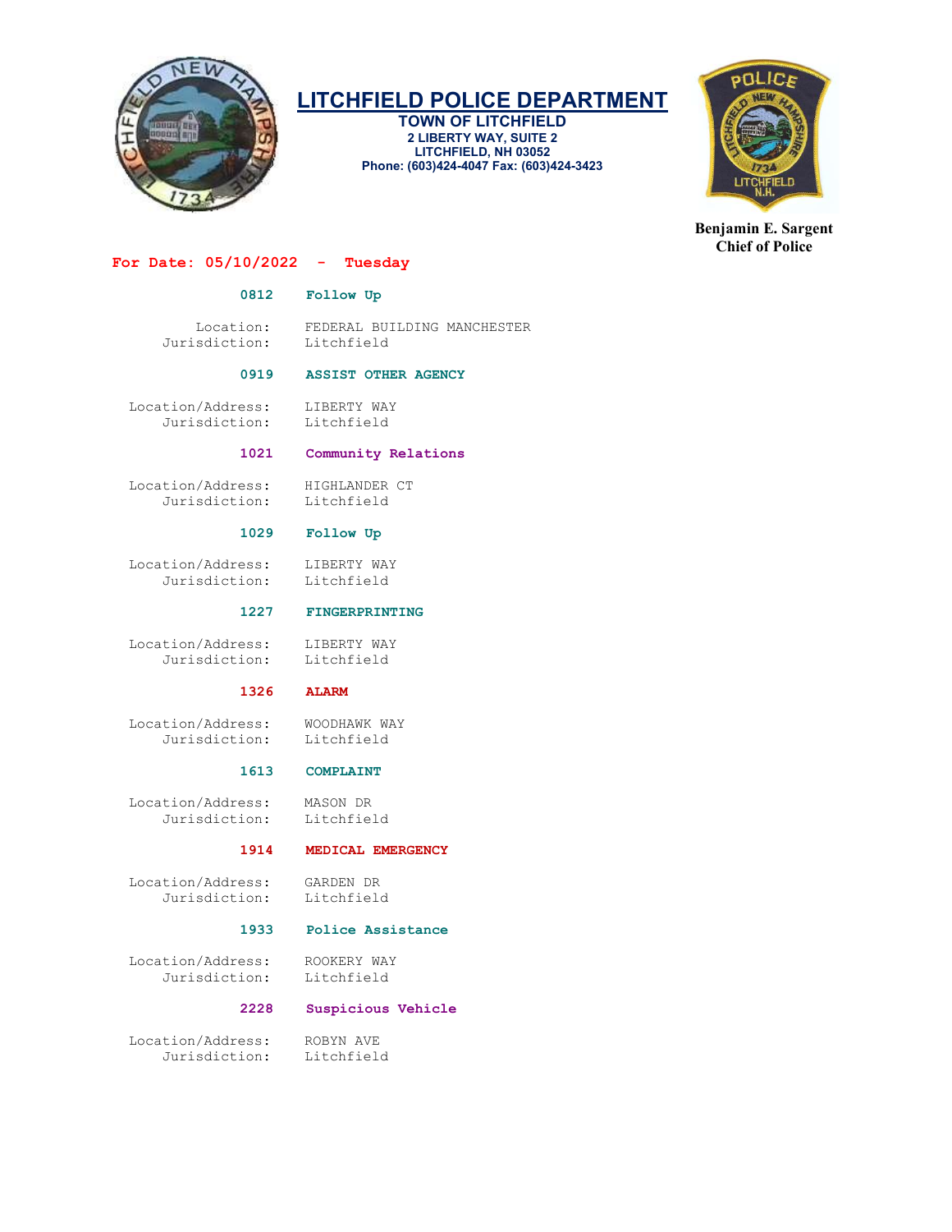# LITCHFIELD POLICE DEPARTMENT

**TOWN OF LITCHFIELD**
**2 LIBERTY WAY, SUITE 2**
**LITCHFIELD, NH 03052**
**Phone: (603)424-4047 Fax: (603)424-3423**

**Benjamin E. Sargent**
**Chief of Police**

## For Date: 05/10/2022 - Tuesday

**0812 Follow Up**

Location: FEDERAL BUILDING MANCHESTER
Jurisdiction: Litchfield

**0919 ASSIST OTHER AGENCY**

Location/Address: LIBERTY WAY
Jurisdiction: Litchfield

**1021 Community Relations**

Location/Address: HIGHLANDER CT
Jurisdiction: Litchfield

**1029 Follow Up**

Location/Address: LIBERTY WAY
Jurisdiction: Litchfield

**1227 FINGERPRINTING**

Location/Address: LIBERTY WAY
Jurisdiction: Litchfield

**1326 ALARM**

Location/Address: WOODHAWK WAY
Jurisdiction: Litchfield

**1613 COMPLAINT**

Location/Address: MASON DR
Jurisdiction: Litchfield

**1914 MEDICAL EMERGENCY**

Location/Address: GARDEN DR
Jurisdiction: Litchfield

**1933 Police Assistance**

Location/Address: ROOKERY WAY
Jurisdiction: Litchfield

**2228 Suspicious Vehicle**

Location/Address: ROBYN AVE
Jurisdiction: Litchfield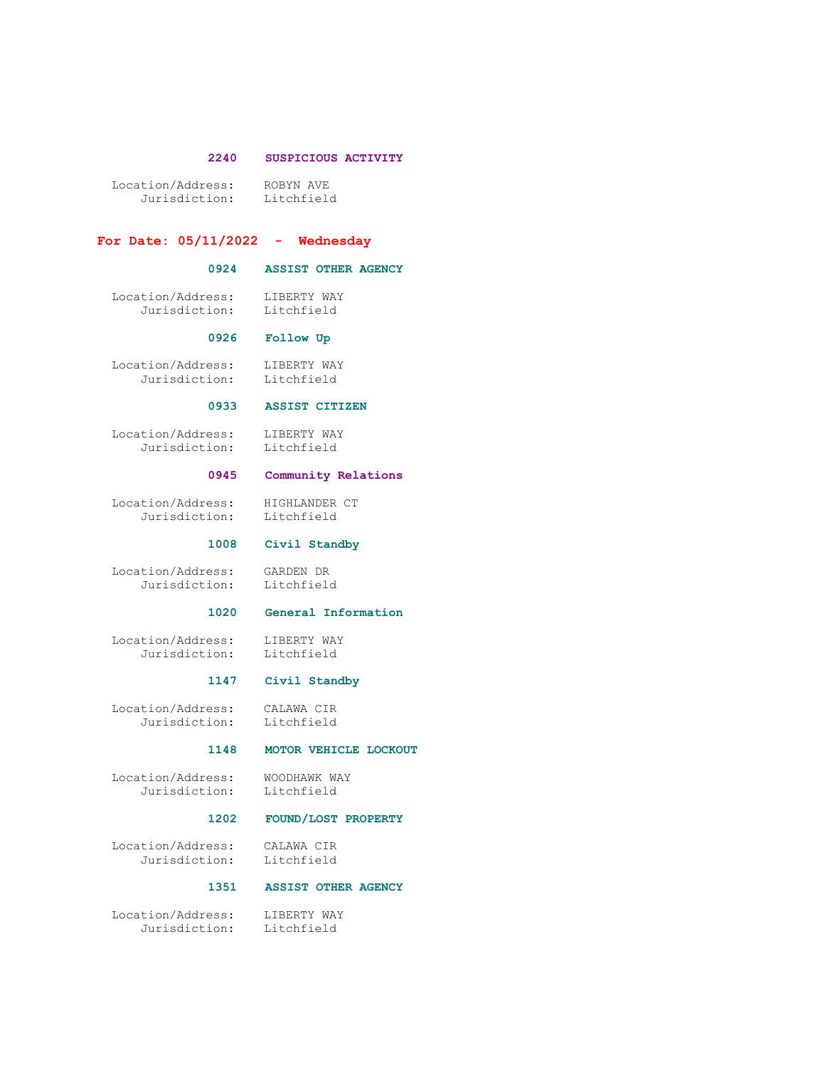**2240 SUSPICIOUS ACTIVITY**

Location/Address: ROBYN AVE
Jurisdiction: Litchfield

## For Date: 05/11/2022 - Wednesday

**0924 ASSIST OTHER AGENCY**

Location/Address: LIBERTY WAY
Jurisdiction: Litchfield

**0926 Follow Up**

Location/Address: LIBERTY WAY
Jurisdiction: Litchfield

**0933 ASSIST CITIZEN**

Location/Address: LIBERTY WAY
Jurisdiction: Litchfield

**0945 Community Relations**

Location/Address: HIGHLANDER CT
Jurisdiction: Litchfield

**1008 Civil Standby**

Location/Address: GARDEN DR
Jurisdiction: Litchfield

**1020 General Information**

Location/Address: LIBERTY WAY
Jurisdiction: Litchfield

**1147 Civil Standby**

Location/Address: CALAWA CIR
Jurisdiction: Litchfield

**1148 MOTOR VEHICLE LOCKOUT**

Location/Address: WOODHAWK WAY
Jurisdiction: Litchfield

**1202 FOUND/LOST PROPERTY**

Location/Address: CALAWA CIR
Jurisdiction: Litchfield

**1351 ASSIST OTHER AGENCY**

Location/Address: LIBERTY WAY
Jurisdiction: Litchfield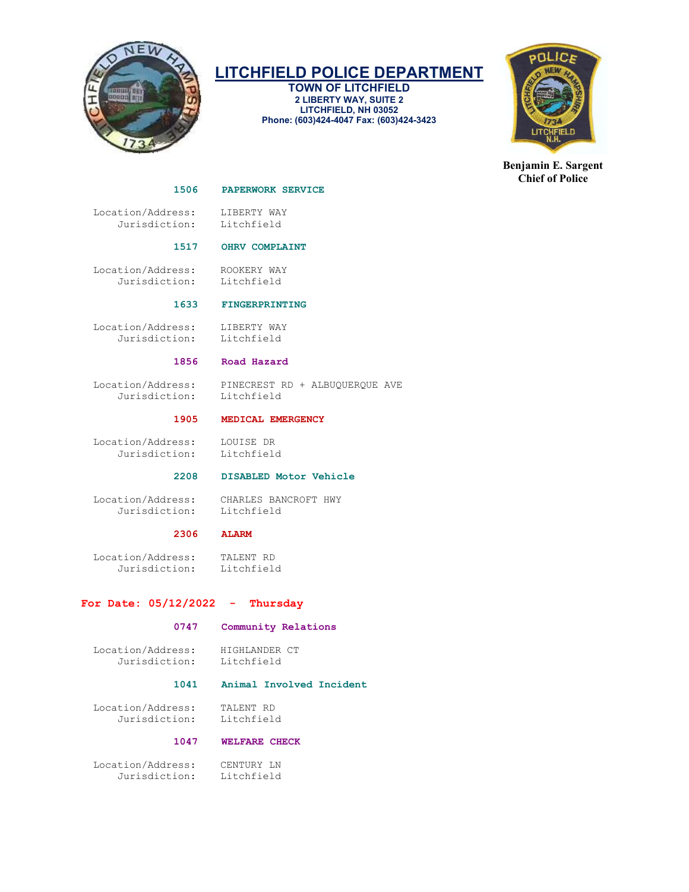**1506 PAPERWORK SERVICE**

Location/Address: LIBERTY WAY
Jurisdiction: Litchfield

**1517 OHRV COMPLAINT**

Location/Address: ROOKERY WAY
Jurisdiction: Litchfield

**1633 FINGERPRINTING**

Location/Address: LIBERTY WAY
Jurisdiction: Litchfield

**1856 Road Hazard**

Location/Address: PINECREST RD + ALBUQUERQUE AVE
Jurisdiction: Litchfield

**1905 MEDICAL EMERGENCY**

Location/Address: LOUISE DR
Jurisdiction: Litchfield

**2208 DISABLED Motor Vehicle**

Location/Address: CHARLES BANCROFT HWY
Jurisdiction: Litchfield

**2306 ALARM**

Location/Address: TALENT RD
Jurisdiction: Litchfield

## For Date: 05/12/2022 - Thursday

**0747 Community Relations**

Location/Address: HIGHLANDER CT
Jurisdiction: Litchfield

**1041 Animal Involved Incident**

Location/Address: TALENT RD
Jurisdiction: Litchfield

**1047 WELFARE CHECK**

Location/Address: CENTURY LN
Jurisdiction: Litchfield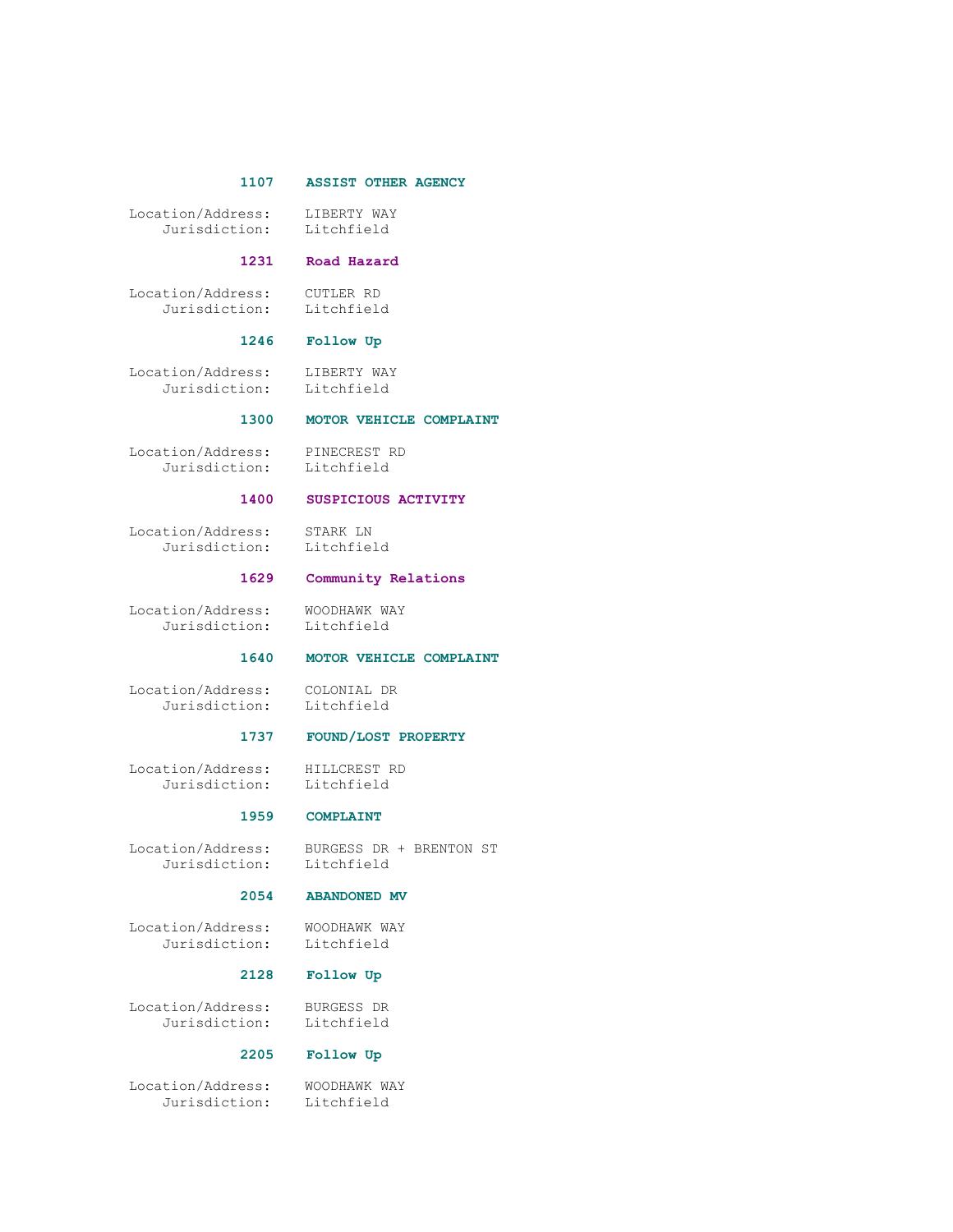**1107 ASSIST OTHER AGENCY**

Location/Address: LIBERTY WAY
Jurisdiction: Litchfield

**1231 Road Hazard**

Location/Address: CUTLER RD
Jurisdiction: Litchfield

**1246 Follow Up**

Location/Address: LIBERTY WAY
Jurisdiction: Litchfield

**1300 MOTOR VEHICLE COMPLAINT**

Location/Address: PINECREST RD
Jurisdiction: Litchfield

**1400 SUSPICIOUS ACTIVITY**

Location/Address: STARK LN
Jurisdiction: Litchfield

**1629 Community Relations**

Location/Address: WOODHAWK WAY
Jurisdiction: Litchfield

**1640 MOTOR VEHICLE COMPLAINT**

Location/Address: COLONIAL DR
Jurisdiction: Litchfield

**1737 FOUND/LOST PROPERTY**

Location/Address: HILLCREST RD
Jurisdiction: Litchfield

**1959 COMPLAINT**

Location/Address: BURGESS DR + BRENTON ST
Jurisdiction: Litchfield

**2054 ABANDONED MV**

Location/Address: WOODHAWK WAY
Jurisdiction: Litchfield

**2128 Follow Up**

Location/Address: BURGESS DR
Jurisdiction: Litchfield

**2205 Follow Up**

Location/Address: WOODHAWK WAY
Jurisdiction: Litchfield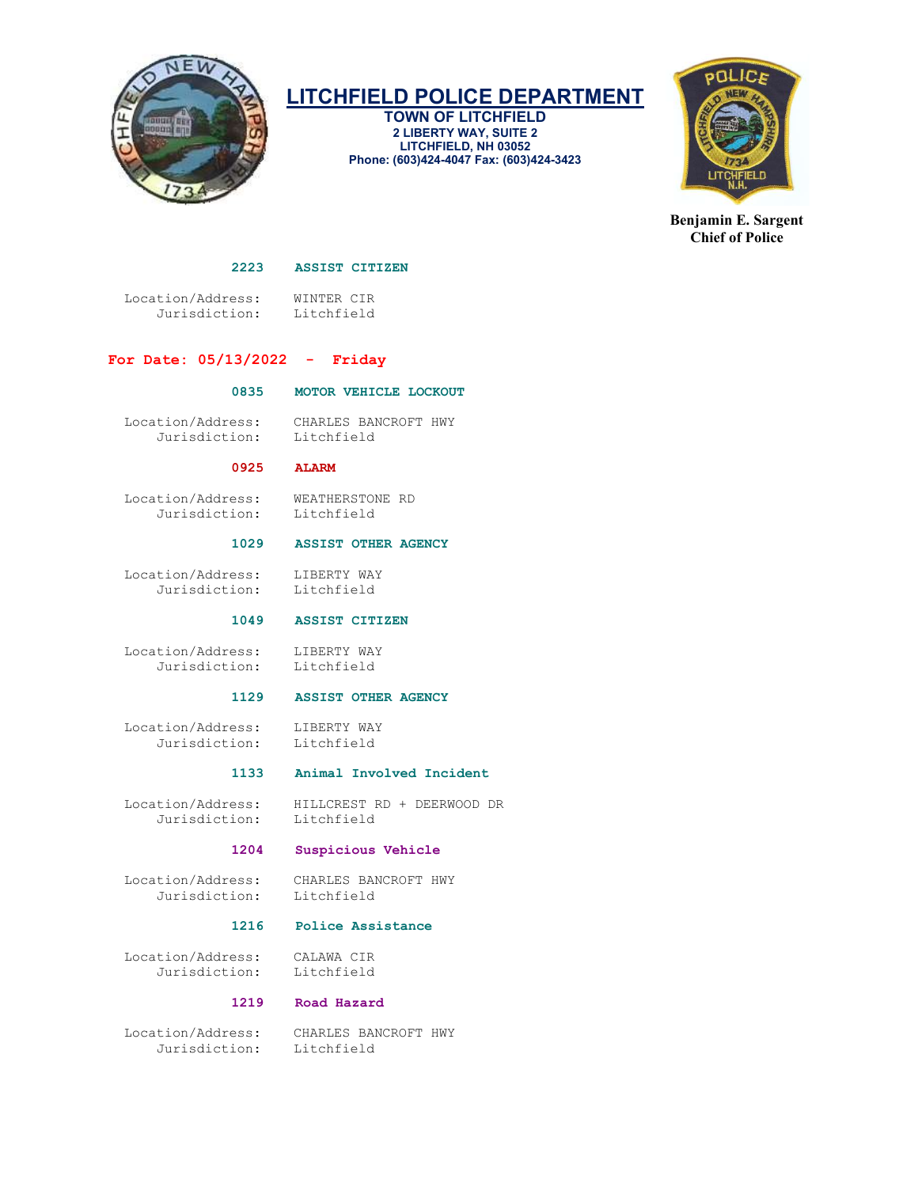**2223 ASSIST CITIZEN**

Location/Address: WINTER CIR
Jurisdiction: Litchfield

## For Date: 05/13/2022 - Friday

**0835 MOTOR VEHICLE LOCKOUT**

Location/Address: CHARLES BANCROFT HWY
Jurisdiction: Litchfield

**0925 ALARM**

Location/Address: WEATHERSTONE RD
Jurisdiction: Litchfield

**1029 ASSIST OTHER AGENCY**

Location/Address: LIBERTY WAY
Jurisdiction: Litchfield

**1049 ASSIST CITIZEN**

Location/Address: LIBERTY WAY
Jurisdiction: Litchfield

**1129 ASSIST OTHER AGENCY**

Location/Address: LIBERTY WAY
Jurisdiction: Litchfield

**1133 Animal Involved Incident**

Location/Address: HILLCREST RD + DEERWOOD DR
Jurisdiction: Litchfield

**1204 Suspicious Vehicle**

Location/Address: CHARLES BANCROFT HWY
Jurisdiction: Litchfield

**1216 Police Assistance**

Location/Address: CALAWA CIR
Jurisdiction: Litchfield

**1219 Road Hazard**

Location/Address: CHARLES BANCROFT HWY
Jurisdiction: Litchfield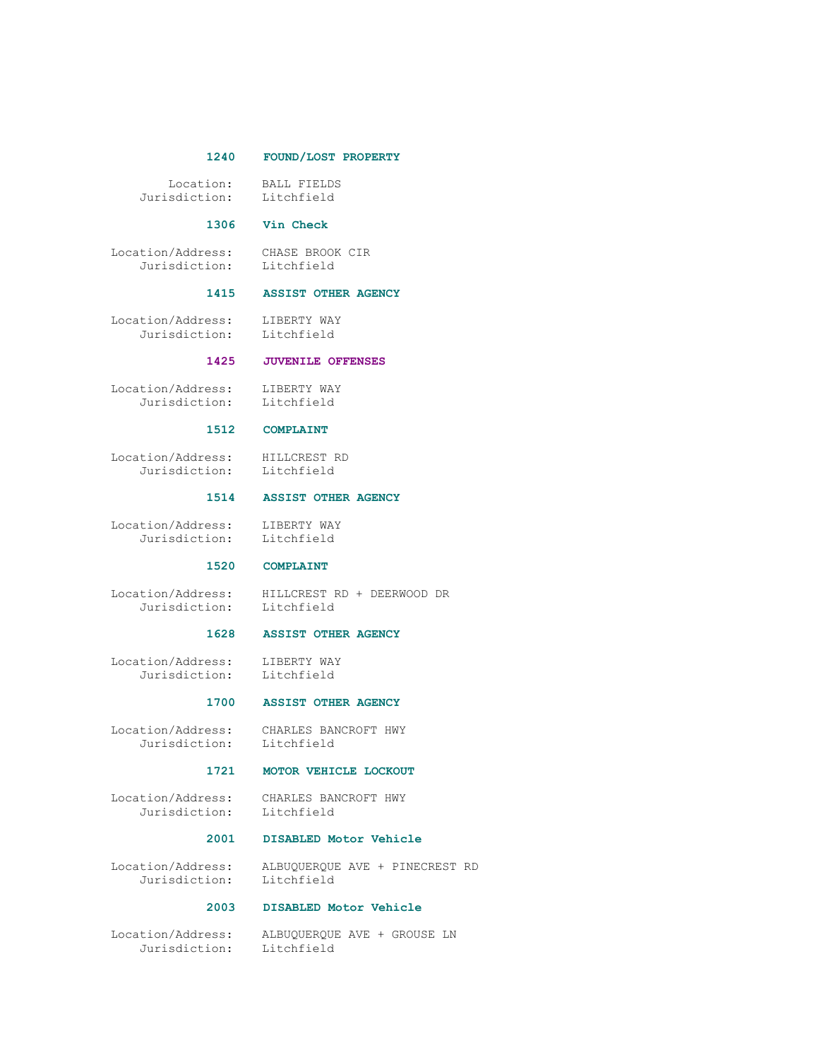**1240 FOUND/LOST PROPERTY**

Location: BALL FIELDS
Jurisdiction: Litchfield

**1306 Vin Check**

Location/Address: CHASE BROOK CIR
Jurisdiction: Litchfield

**1415 ASSIST OTHER AGENCY**

Location/Address: LIBERTY WAY
Jurisdiction: Litchfield

**1425 JUVENILE OFFENSES**

Location/Address: LIBERTY WAY
Jurisdiction: Litchfield

**1512 COMPLAINT**

Location/Address: HILLCREST RD
Jurisdiction: Litchfield

**1514 ASSIST OTHER AGENCY**

Location/Address: LIBERTY WAY
Jurisdiction: Litchfield

**1520 COMPLAINT**

Location/Address: HILLCREST RD + DEERWOOD DR
Jurisdiction: Litchfield

**1628 ASSIST OTHER AGENCY**

Location/Address: LIBERTY WAY
Jurisdiction: Litchfield

**1700 ASSIST OTHER AGENCY**

Location/Address: CHARLES BANCROFT HWY
Jurisdiction: Litchfield

**1721 MOTOR VEHICLE LOCKOUT**

Location/Address: CHARLES BANCROFT HWY
Jurisdiction: Litchfield

**2001 DISABLED Motor Vehicle**

Location/Address: ALBUQUERQUE AVE + PINECREST RD
Jurisdiction: Litchfield

**2003 DISABLED Motor Vehicle**

Location/Address: ALBUQUERQUE AVE + GROUSE LN
Jurisdiction: Litchfield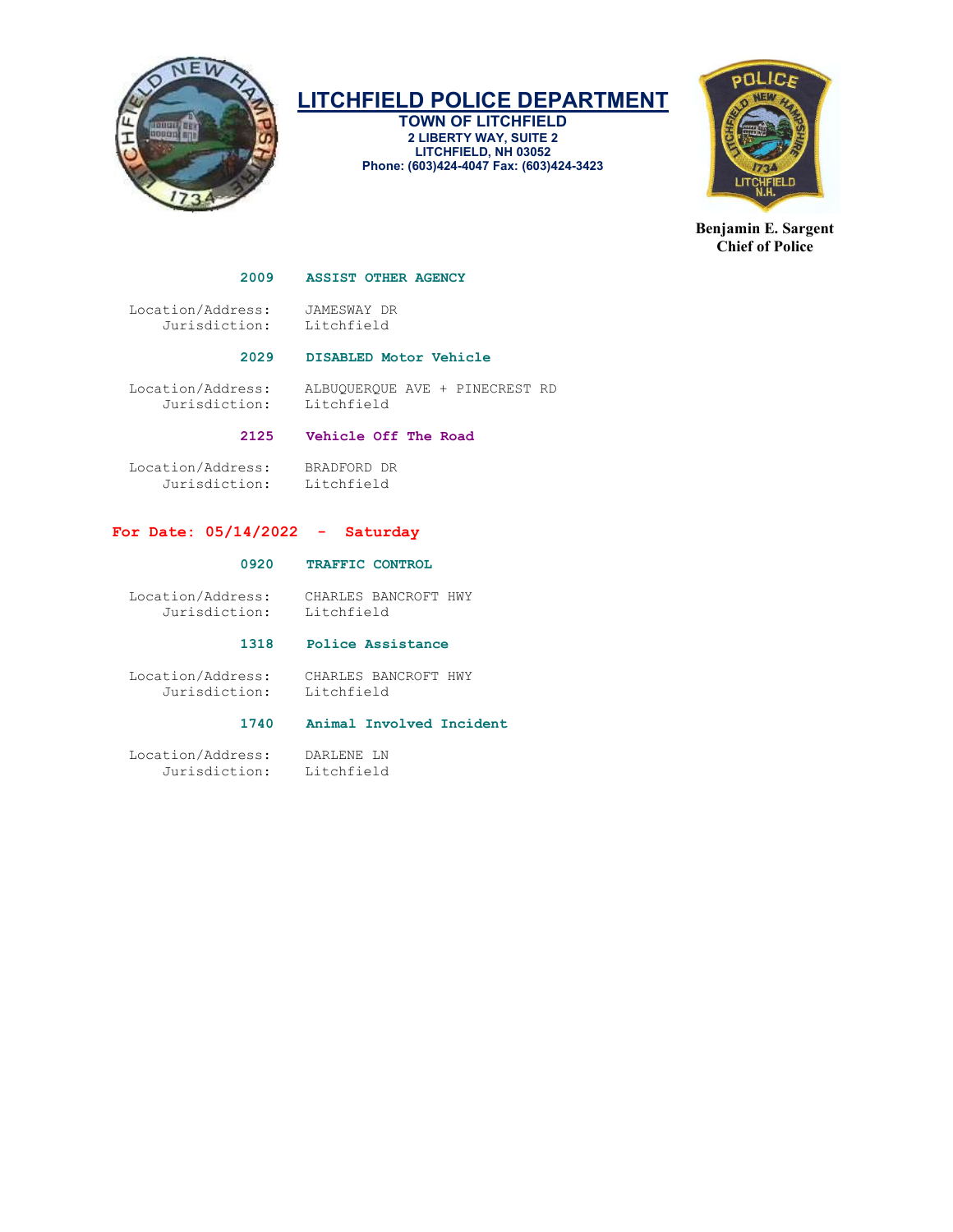# LITCHFIELD POLICE DEPARTMENT

**TOWN OF LITCHFIELD**
**2 LIBERTY WAY, SUITE 2**
**LITCHFIELD, NH 03052**
**Phone: (603)424-4047 Fax: (603)424-3423**

**Benjamin E. Sargent**
**Chief of Police**

**2009 ASSIST OTHER AGENCY**

Location/Address: JAMESWAY DR
Jurisdiction: Litchfield

**2029 DISABLED Motor Vehicle**

Location/Address: ALBUQUERQUE AVE + PINECREST RD
Jurisdiction: Litchfield

**2125 Vehicle Off The Road**

Location/Address: BRADFORD DR
Jurisdiction: Litchfield

## For Date: 05/14/2022 - Saturday

**0920 TRAFFIC CONTROL**

Location/Address: CHARLES BANCROFT HWY
Jurisdiction: Litchfield

**1318 Police Assistance**

Location/Address: CHARLES BANCROFT HWY
Jurisdiction: Litchfield

**1740 Animal Involved Incident**

Location/Address: DARLENE LN
Jurisdiction: Litchfield